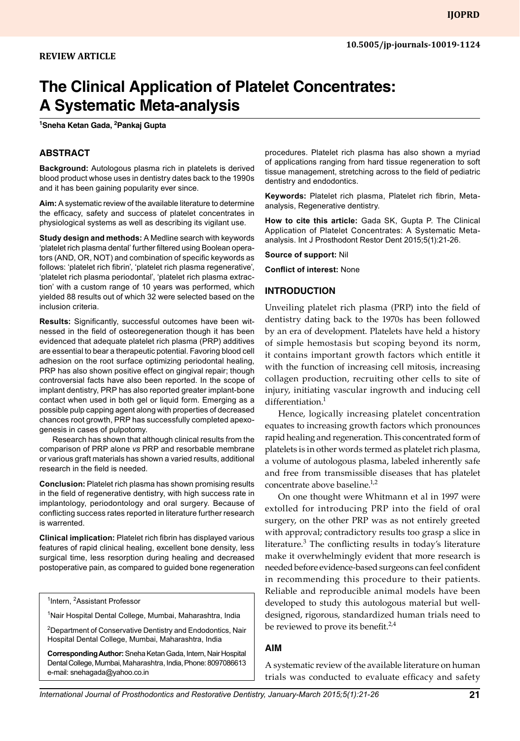REVIEW ARTICLE

10.5005/jp-journals-10019-1124

# The Clinical Application of Platelet Concentrates: A Systematic Meta-analysis

[1]Sneha Ketan Gada, [2]Pankaj Gupta

## ABSTRACT

**Background:** Autologous plasma rich in platelets is derived blood product whose uses in dentistry dates back to the 1990s and it has been gaining popularity ever since.

**Aim:** A systematic review of the available literature to determine the efficacy, safety and success of platelet concentrates in physiological systems as well as describing its vigilant use.

**Study design and methods:** A Medline search with keywords 'platelet rich plasma dental' further filtered using Boolean operators (AND, OR, NOT) and combination of specific keywords as follows: 'platelet rich fibrin', 'platelet rich plasma regenerative', 'platelet rich plasma periodontal', 'platelet rich plasma extraction' with a custom range of 10 years was performed, which yielded 88 results out of which 32 were selected based on the inclusion criteria.

**Results:** Significantly, successful outcomes have been witnessed in the field of osteoregeneration though it has been evidenced that adequate platelet rich plasma (PRP) additives are essential to bear a therapeutic potential. Favoring blood cell adhesion on the root surface optimizing periodontal healing, PRP has also shown positive effect on gingival repair; though controversial facts have also been reported. In the scope of implant dentistry, PRP has also reported greater implant-bone contact when used in both gel or liquid form. Emerging as a possible pulp capping agent along with properties of decreased chances root growth, PRP has successfully completed apexogenesis in cases of pulpotomy.

Research has shown that although clinical results from the comparison of PRP alone *vs* PRP and resorbable membrane or various graft materials has shown a varied results, additional research in the field is needed.

**Conclusion:** Platelet rich plasma has shown promising results in the field of regenerative dentistry, with high success rate in implantology, periodontology and oral surgery. Because of conflicting success rates reported in literature further research is warrented.

**Clinical implication:** Platelet rich fibrin has displayed various features of rapid clinical healing, excellent bone density, less surgical time, less resorption during healing and decreased postoperative pain, as compared to guided bone regeneration procedures. Platelet rich plasma has also shown a myriad of applications ranging from hard tissue regeneration to soft tissue management, stretching across to the field of pediatric dentistry and endodontics.

**Keywords:** Platelet rich plasma, Platelet rich fibrin, Meta-analysis, Regenerative dentistry.

**How to cite this article:** Gada SK, Gupta P. The Clinical Application of Platelet Concentrates: A Systematic Meta-analysis. Int J Prosthodont Restor Dent 2015;5(1):21-26.

**Source of support:** Nil

**Conflict of interest:** None

[1]Intern, [2]Assistant Professor

[1]Nair Hospital Dental College, Mumbai, Maharashtra, India

[2]Department of Conservative Dentistry and Endodontics, Nair Hospital Dental College, Mumbai, Maharashtra, India

**Corresponding Author:** Sneha Ketan Gada, Intern, Nair Hospital Dental College, Mumbai, Maharashtra, India, Phone: 8097086613 e-mail: snehagada@yahoo.co.in

## INTRODUCTION

Unveiling platelet rich plasma (PRP) into the field of dentistry dating back to the 1970s has been followed by an era of development. Platelets have held a history of simple hemostasis but scoping beyond its norm, it contains important growth factors which entitle it with the function of increasing cell mitosis, increasing collagen production, recruiting other cells to site of injury, initiating vascular ingrowth and inducing cell differentiation.[1]

Hence, logically increasing platelet concentration equates to increasing growth factors which pronounces rapid healing and regeneration. This concentrated form of platelets is in other words termed as platelet rich plasma, a volume of autologous plasma, labeled inherently safe and free from transmissible diseases that has platelet concentrate above baseline.[1,2]

On one thought were Whitmann et al in 1997 were extolled for introducing PRP into the field of oral surgery, on the other PRP was as not entirely greeted with approval; contradictory results too grasp a slice in literature.[3] The conflicting results in today's literature make it overwhelmingly evident that more research is needed before evidence-based surgeons can feel confident in recommending this procedure to their patients. Reliable and reproducible animal models have been developed to study this autologous material but well-designed, rigorous, standardized human trials need to be reviewed to prove its benefit.[2,4]

## AIM

A systematic review of the available literature on human trials was conducted to evaluate efficacy and safety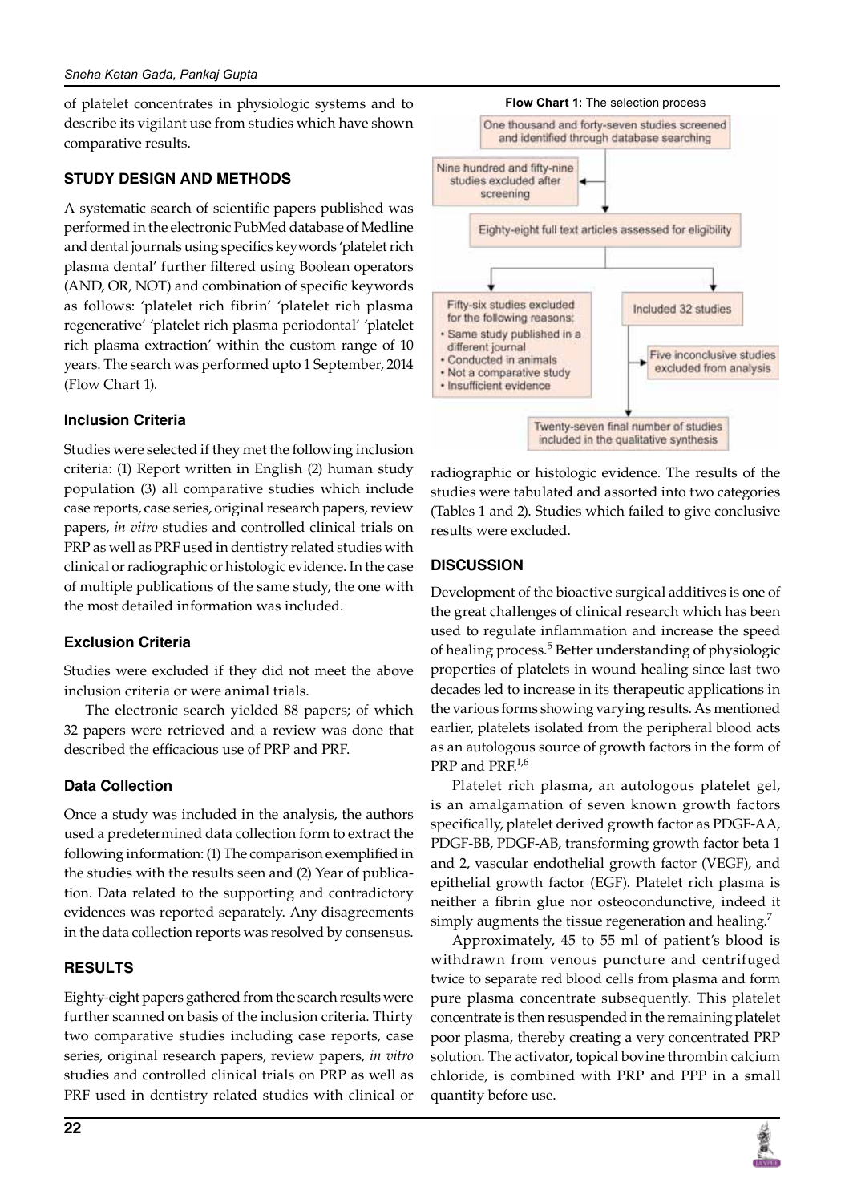of platelet concentrates in physiologic systems and to describe its vigilant use from studies which have shown comparative results.

## STUDY DESIGN AND METHODS

A systematic search of scientific papers published was performed in the electronic PubMed database of Medline and dental journals using specifics keywords 'platelet rich plasma dental' further filtered using Boolean operators (AND, OR, NOT) and combination of specific keywords as follows: 'platelet rich fibrin' 'platelet rich plasma regenerative' 'platelet rich plasma periodontal' 'platelet rich plasma extraction' within the custom range of 10 years. The search was performed upto 1 September, 2014 (Flow Chart 1).

### Inclusion Criteria

Studies were selected if they met the following inclusion criteria: (1) Report written in English (2) human study population (3) all comparative studies which include case reports, case series, original research papers, review papers, *in vitro* studies and controlled clinical trials on PRP as well as PRF used in dentistry related studies with clinical or radiographic or histologic evidence. In the case of multiple publications of the same study, the one with the most detailed information was included.

### Exclusion Criteria

Studies were excluded if they did not meet the above inclusion criteria or were animal trials.

The electronic search yielded 88 papers; of which 32 papers were retrieved and a review was done that described the efficacious use of PRP and PRF.

### Data Collection

Once a study was included in the analysis, the authors used a predetermined data collection form to extract the following information: (1) The comparison exemplified in the studies with the results seen and (2) Year of publication. Data related to the supporting and contradictory evidences was reported separately. Any disagreements in the data collection reports was resolved by consensus.

## RESULTS

Eighty-eight papers gathered from the search results were further scanned on basis of the inclusion criteria. Thirty two comparative studies including case reports, case series, original research papers, review papers, *in vitro* studies and controlled clinical trials on PRP as well as PRF used in dentistry related studies with clinical or radiographic or histologic evidence. The results of the studies were tabulated and assorted into two categories (Tables 1 and 2). Studies which failed to give conclusive results were excluded.

**Flow Chart 1:** The selection process

- One thousand and forty-seven studies screened and identified through database searching
- Nine hundred and fifty-nine studies excluded after screening
- Eighty-eight full text articles assessed for eligibility
- Fifty-six studies excluded for the following reasons:
  - Same study published in a different journal
  - Conducted in animals
  - Not a comparative study
  - Insufficient evidence
- Included 32 studies
- Five inconclusive studies excluded from analysis
- Twenty-seven final number of studies included in the qualitative synthesis

## DISCUSSION

Development of the bioactive surgical additives is one of the great challenges of clinical research which has been used to regulate inflammation and increase the speed of healing process.[5] Better understanding of physiologic properties of platelets in wound healing since last two decades led to increase in its therapeutic applications in the various forms showing varying results. As mentioned earlier, platelets isolated from the peripheral blood acts as an autologous source of growth factors in the form of PRP and PRF.[1,6]

Platelet rich plasma, an autologous platelet gel, is an amalgamation of seven known growth factors specifically, platelet derived growth factor as PDGF-AA, PDGF-BB, PDGF-AB, transforming growth factor beta 1 and 2, vascular endothelial growth factor (VEGF), and epithelial growth factor (EGF). Platelet rich plasma is neither a fibrin glue nor osteoconductive, indeed it simply augments the tissue regeneration and healing.[7]

Approximately, 45 to 55 ml of patient's blood is withdrawn from venous puncture and centrifuged twice to separate red blood cells from plasma and form pure plasma concentrate subsequently. This platelet concentrate is then resuspended in the remaining platelet poor plasma, thereby creating a very concentrated PRP solution. The activator, topical bovine thrombin calcium chloride, is combined with PRP and PPP in a small quantity before use.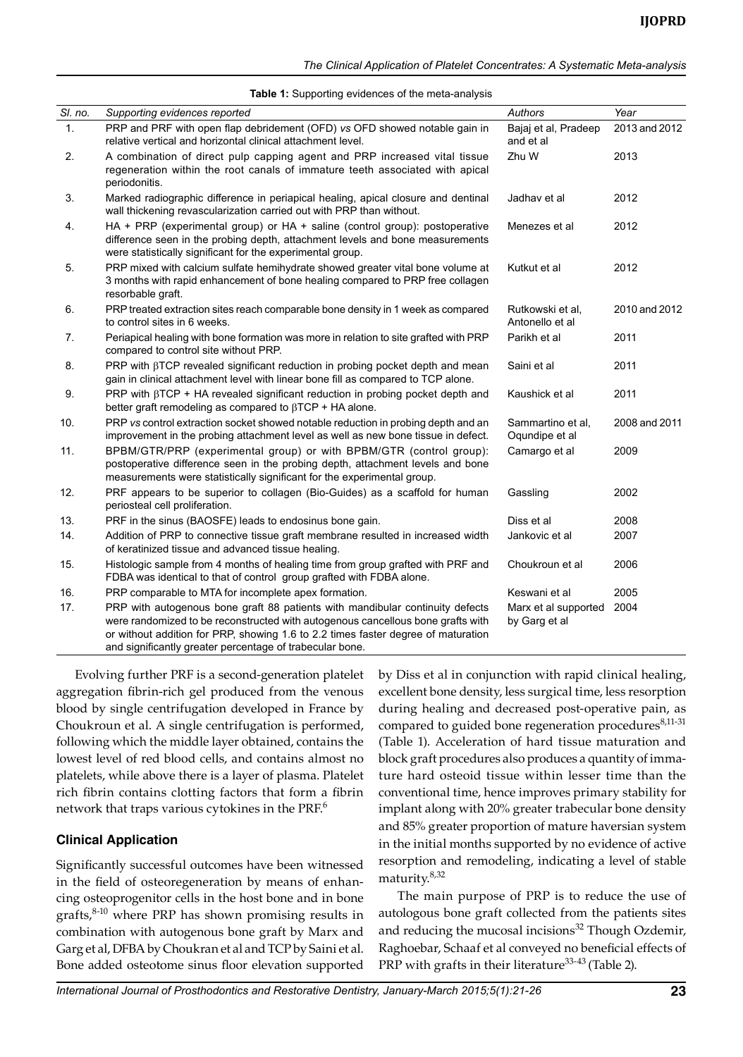**Table 1:** Supporting evidences of the meta-analysis

| Sl. no. | Supporting evidences reported | Authors | Year |
|---|---|---|---|
| 1. | PRP and PRF with open flap debridement (OFD) *vs* OFD showed notable gain in relative vertical and horizontal clinical attachment level. | Bajaj et al, Pradeep and et al | 2013 and 2012 |
| 2. | A combination of direct pulp capping agent and PRP increased vital tissue regeneration within the root canals of immature teeth associated with apical periodontis. | Zhu W | 2013 |
| 3. | Marked radiographic difference in periapical healing, apical closure and dentinal wall thickening revascularization carried out with PRP than without. | Jadhav et al | 2012 |
| 4. | HA + PRP (experimental group) or HA + saline (control group): postoperative difference seen in the probing depth, attachment levels and bone measurements were statistically significant for the experimental group. | Menezes et al | 2012 |
| 5. | PRP mixed with calcium sulfate hemihydrate showed greater vital bone volume at 3 months with rapid enhancement of bone healing compared to PRP free collagen resorbable graft. | Kutkut et al | 2012 |
| 6. | PRP treated extraction sites reach comparable bone density in 1 week as compared to control sites in 6 weeks. | Rutkowski et al, Antonello et al | 2010 and 2012 |
| 7. | Periapical healing with bone formation was more in relation to site grafted with PRP compared to control site without PRP. | Parikh et al | 2011 |
| 8. | PRP with βTCP revealed significant reduction in probing pocket depth and mean gain in clinical attachment level with linear bone fill as compared to TCP alone. | Saini et al | 2011 |
| 9. | PRP with βTCP + HA revealed significant reduction in probing pocket depth and better graft remodeling as compared to βTCP + HA alone. | Kaushick et al | 2011 |
| 10. | PRP *vs* control extraction socket showed notable reduction in probing depth and an improvement in the probing attachment level as well as new bone tissue in defect. | Sammartino et al, Oqundipe et al | 2008 and 2011 |
| 11. | BPBM/GTR/PRP (experimental group) or with BPBM/GTR (control group): postoperative difference seen in the probing depth, attachment levels and bone measurements were statistically significant for the experimental group. | Camargo et al | 2009 |
| 12. | PRF appears to be superior to collagen (Bio-Guides) as a scaffold for human periosteal cell proliferation. | Gassling | 2002 |
| 13. | PRF in the sinus (BAOSFE) leads to endosinus bone gain. | Diss et al | 2008 |
| 14. | Addition of PRP to connective tissue graft membrane resulted in increased width of keratinized tissue and advanced tissue healing. | Jankovic et al | 2007 |
| 15. | Histologic sample from 4 months of healing time from group grafted with PRF and FDBA was identical to that of control group grafted with FDBA alone. | Choukroun et al | 2006 |
| 16. | PRP comparable to MTA for incomplete apex formation. | Keswani et al | 2005 |
| 17. | PRP with autogenous bone graft 88 patients with mandibular continuity defects were randomized to be reconstructed with autogenous cancellous bone grafts with or without addition for PRP, showing 1.6 to 2.2 times faster degree of maturation and significantly greater percentage of trabecular bone. | Marx et al supported by Garg et al | 2004 |

Evolving further PRF is a second-generation platelet aggregation fibrin-rich gel produced from the venous blood by single centrifugation developed in France by Choukroun et al. A single centrifugation is performed, following which the middle layer obtained, contains the lowest level of red blood cells, and contains almost no platelets, while above there is a layer of plasma. Platelet rich fibrin contains clotting factors that form a fibrin network that traps various cytokines in the PRF.[6]

### Clinical Application

Significantly successful outcomes have been witnessed in the field of osteoregeneration by means of enhancing osteoprogenitor cells in the host bone and in bone grafts,[8-10] where PRP has shown promising results in combination with autogenous bone graft by Marx and Garg et al, DFBA by Choukran et al and TCP by Saini et al. Bone added osteotome sinus floor elevation supported by Diss et al in conjunction with rapid clinical healing, excellent bone density, less surgical time, less resorption during healing and decreased post-operative pain, as compared to guided bone regeneration procedures[8,11-31] (Table 1). Acceleration of hard tissue maturation and block graft procedures also produces a quantity of immature hard osteoid tissue within lesser time than the conventional time, hence improves primary stability for implant along with 20% greater trabecular bone density and 85% greater proportion of mature haversian system in the initial months supported by no evidence of active resorption and remodeling, indicating a level of stable maturity.[8,32]

The main purpose of PRP is to reduce the use of autologous bone graft collected from the patients sites and reducing the mucosal incisions[32] Though Ozdemir, Raghoebar, Schaaf et al conveyed no beneficial effects of PRP with grafts in their literature[33-43] (Table 2).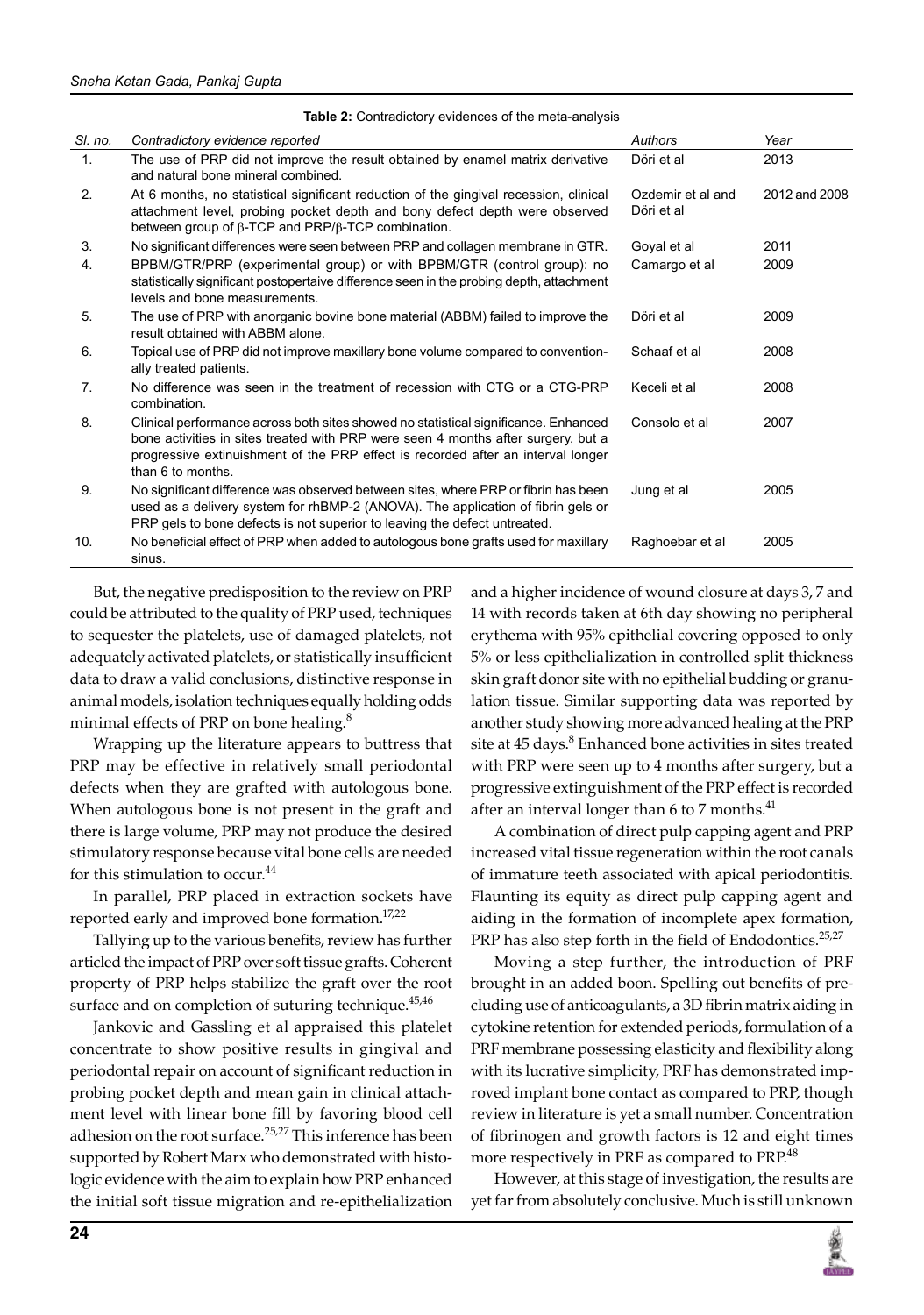**Table 2:** Contradictory evidences of the meta-analysis

| Sl. no. | Contradictory evidence reported | Authors | Year |
|---|---|---|---|
| 1. | The use of PRP did not improve the result obtained by enamel matrix derivative and natural bone mineral combined. | Döri et al | 2013 |
| 2. | At 6 months, no statistical significant reduction of the gingival recession, clinical attachment level, probing pocket depth and bony defect depth were observed between group of β-TCP and PRP/β-TCP combination. | Ozdemir et al and Döri et al | 2012 and 2008 |
| 3. | No significant differences were seen between PRP and collagen membrane in GTR. | Goyal et al | 2011 |
| 4. | BPBM/GTR/PRP (experimental group) or with BPBM/GTR (control group): no statistically significant postopertaive difference seen in the probing depth, attachment levels and bone measurements. | Camargo et al | 2009 |
| 5. | The use of PRP with anorganic bovine bone material (ABBM) failed to improve the result obtained with ABBM alone. | Döri et al | 2009 |
| 6. | Topical use of PRP did not improve maxillary bone volume compared to conventionally treated patients. | Schaaf et al | 2008 |
| 7. | No difference was seen in the treatment of recession with CTG or a CTG-PRP combination. | Keceli et al | 2008 |
| 8. | Clinical performance across both sites showed no statistical significance. Enhanced bone activities in sites treated with PRP were seen 4 months after surgery, but a progressive extinuishment of the PRP effect is recorded after an interval longer than 6 to months. | Consolo et al | 2007 |
| 9. | No significant difference was observed between sites, where PRP or fibrin has been used as a delivery system for rhBMP-2 (ANOVA). The application of fibrin gels or PRP gels to bone defects is not superior to leaving the defect untreated. | Jung et al | 2005 |
| 10. | No beneficial effect of PRP when added to autologous bone grafts used for maxillary sinus. | Raghoebar et al | 2005 |

But, the negative predisposition to the review on PRP could be attributed to the quality of PRP used, techniques to sequester the platelets, use of damaged platelets, not adequately activated platelets, or statistically insufficient data to draw a valid conclusions, distinctive response in animal models, isolation techniques equally holding odds minimal effects of PRP on bone healing.[8]

Wrapping up the literature appears to buttress that PRP may be effective in relatively small periodontal defects when they are grafted with autologous bone. When autologous bone is not present in the graft and there is large volume, PRP may not produce the desired stimulatory response because vital bone cells are needed for this stimulation to occur.[44]

In parallel, PRP placed in extraction sockets have reported early and improved bone formation.[17,22]

Tallying up to the various benefits, review has further articled the impact of PRP over soft tissue grafts. Coherent property of PRP helps stabilize the graft over the root surface and on completion of suturing technique.[45,46]

Jankovic and Gassling et al appraised this platelet concentrate to show positive results in gingival and periodontal repair on account of significant reduction in probing pocket depth and mean gain in clinical attachment level with linear bone fill by favoring blood cell adhesion on the root surface.[25,27] This inference has been supported by Robert Marx who demonstrated with histologic evidence with the aim to explain how PRP enhanced the initial soft tissue migration and re-epithelialization and a higher incidence of wound closure at days 3, 7 and 14 with records taken at 6th day showing no peripheral erythema with 95% epithelial covering opposed to only 5% or less epithelialization in controlled split thickness skin graft donor site with no epithelial budding or granulation tissue. Similar supporting data was reported by another study showing more advanced healing at the PRP site at 45 days.[8] Enhanced bone activities in sites treated with PRP were seen up to 4 months after surgery, but a progressive extinguishment of the PRP effect is recorded after an interval longer than 6 to 7 months.[41]

A combination of direct pulp capping agent and PRP increased vital tissue regeneration within the root canals of immature teeth associated with apical periodontitis. Flaunting its equity as direct pulp capping agent and aiding in the formation of incomplete apex formation, PRP has also step forth in the field of Endodontics.[25,27]

Moving a step further, the introduction of PRF brought in an added boon. Spelling out benefits of precluding use of anticoagulants, a 3D fibrin matrix aiding in cytokine retention for extended periods, formulation of a PRF membrane possessing elasticity and flexibility along with its lucrative simplicity, PRF has demonstrated improved implant bone contact as compared to PRP, though review in literature is yet a small number. Concentration of fibrinogen and growth factors is 12 and eight times more respectively in PRF as compared to PRP.[48]

However, at this stage of investigation, the results are yet far from absolutely conclusive. Much is still unknown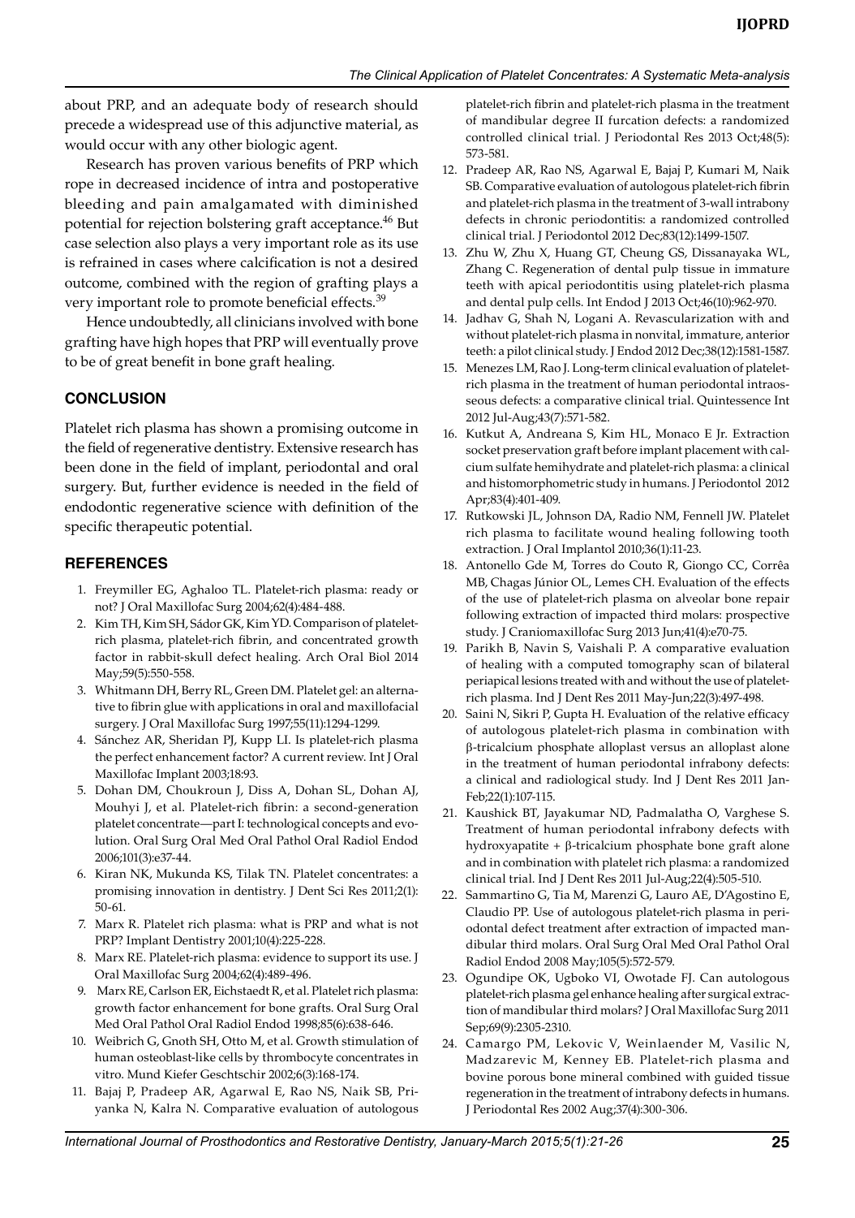about PRP, and an adequate body of research should precede a widespread use of this adjunctive material, as would occur with any other biologic agent.

Research has proven various benefits of PRP which rope in decreased incidence of intra and postoperative bleeding and pain amalgamated with diminished potential for rejection bolstering graft acceptance.[46] But case selection also plays a very important role as its use is refrained in cases where calcification is not a desired outcome, combined with the region of grafting plays a very important role to promote beneficial effects.[39]

Hence undoubtedly, all clinicians involved with bone grafting have high hopes that PRP will eventually prove to be of great benefit in bone graft healing.

## CONCLUSION

Platelet rich plasma has shown a promising outcome in the field of regenerative dentistry. Extensive research has been done in the field of implant, periodontal and oral surgery. But, further evidence is needed in the field of endodontic regenerative science with definition of the specific therapeutic potential.

## REFERENCES

1. Freymiller EG, Aghaloo TL. Platelet-rich plasma: ready or not? J Oral Maxillofac Surg 2004;62(4):484-488.
2. Kim TH, Kim SH, Sándor GK, Kim YD. Comparison of platelet-rich plasma, platelet-rich fibrin, and concentrated growth factor in rabbit-skull defect healing. Arch Oral Biol 2014 May;59(5):550-558.
3. Whitmann DH, Berry RL, Green DM. Platelet gel: an alternative to fibrin glue with applications in oral and maxillofacial surgery. J Oral Maxillofac Surg 1997;55(11):1294-1299.
4. Sánchez AR, Sheridan PJ, Kupp LI. Is platelet-rich plasma the perfect enhancement factor? A current review. Int J Oral Maxillofac Implant 2003;18:93.
5. Dohan DM, Choukroun J, Diss A, Dohan SL, Dohan AJ, Mouhyi J, et al. Platelet-rich fibrin: a second-generation platelet concentrate—part I: technological concepts and evolution. Oral Surg Oral Med Oral Pathol Oral Radiol Endod 2006;101(3):e37-44.
6. Kiran NK, Mukunda KS, Tilak TN. Platelet concentrates: a promising innovation in dentistry. J Dent Sci Res 2011;2(1): 50-61.
7. Marx R. Platelet rich plasma: what is PRP and what is not PRP? Implant Dentistry 2001;10(4):225-228.
8. Marx RE. Platelet-rich plasma: evidence to support its use. J Oral Maxillofac Surg 2004;62(4):489-496.
9. Marx RE, Carlson ER, Eichstaedt R, et al. Platelet rich plasma: growth factor enhancement for bone grafts. Oral Surg Oral Med Oral Pathol Oral Radiol Endod 1998;85(6):638-646.
10. Weibrich G, Gnoth SH, Otto M, et al. Growth stimulation of human osteoblast-like cells by thrombocyte concentrates in vitro. Mund Kiefer Geschtschir 2002;6(3):168-174.
11. Bajaj P, Pradeep AR, Agarwal E, Rao NS, Naik SB, Priyanka N, Kalra N. Comparative evaluation of autologous platelet-rich fibrin and platelet-rich plasma in the treatment of mandibular degree II furcation defects: a randomized controlled clinical trial. J Periodontal Res 2013 Oct;48(5): 573-581.
12. Pradeep AR, Rao NS, Agarwal E, Bajaj P, Kumari M, Naik SB. Comparative evaluation of autologous platelet-rich fibrin and platelet-rich plasma in the treatment of 3-wall intrabony defects in chronic periodontitis: a randomized controlled clinical trial. J Periodontol 2012 Dec;83(12):1499-1507.
13. Zhu W, Zhu X, Huang GT, Cheung GS, Dissanayaka WL, Zhang C. Regeneration of dental pulp tissue in immature teeth with apical periodontitis using platelet-rich plasma and dental pulp cells. Int Endod J 2013 Oct;46(10):962-970.
14. Jadhav G, Shah N, Logani A. Revascularization with and without platelet-rich plasma in nonvital, immature, anterior teeth: a pilot clinical study. J Endod 2012 Dec;38(12):1581-1587.
15. Menezes LM, Rao J. Long-term clinical evaluation of platelet-rich plasma in the treatment of human periodontal intraosseous defects: a comparative clinical trial. Quintessence Int 2012 Jul-Aug;43(7):571-582.
16. Kutkut A, Andreana S, Kim HL, Monaco E Jr. Extraction socket preservation graft before implant placement with calcium sulfate hemihydrate and platelet-rich plasma: a clinical and histomorphometric study in humans. J Periodontol 2012 Apr;83(4):401-409.
17. Rutkowski JL, Johnson DA, Radio NM, Fennell JW. Platelet rich plasma to facilitate wound healing following tooth extraction. J Oral Implantol 2010;36(1):11-23.
18. Antonello Gde M, Torres do Couto R, Giongo CC, Corrêa MB, Chagas Júnior OL, Lemes CH. Evaluation of the effects of the use of platelet-rich plasma on alveolar bone repair following extraction of impacted third molars: prospective study. J Craniomaxillofac Surg 2013 Jun;41(4):e70-75.
19. Parikh B, Navin S, Vaishali P. A comparative evaluation of healing with a computed tomography scan of bilateral periapical lesions treated with and without the use of platelet-rich plasma. Ind J Dent Res 2011 May-Jun;22(3):497-498.
20. Saini N, Sikri P, Gupta H. Evaluation of the relative efficacy of autologous platelet-rich plasma in combination with β-tricalcium phosphate alloplast versus an alloplast alone in the treatment of human periodontal infrabony defects: a clinical and radiological study. Ind J Dent Res 2011 Jan-Feb;22(1):107-115.
21. Kaushick BT, Jayakumar ND, Padmalatha O, Varghese S. Treatment of human periodontal infrabony defects with hydroxyapatite + β-tricalcium phosphate bone graft alone and in combination with platelet rich plasma: a randomized clinical trial. Ind J Dent Res 2011 Jul-Aug;22(4):505-510.
22. Sammartino G, Tia M, Marenzi G, Lauro AE, D'Agostino E, Claudio PP. Use of autologous platelet-rich plasma in periodontal defect treatment after extraction of impacted mandibular third molars. Oral Surg Oral Med Oral Pathol Oral Radiol Endod 2008 May;105(5):572-579.
23. Ogundipe OK, Ugboko VI, Owotade FJ. Can autologous platelet-rich plasma gel enhance healing after surgical extraction of mandibular third molars? J Oral Maxillofac Surg 2011 Sep;69(9):2305-2310.
24. Camargo PM, Lekovic V, Weinlaender M, Vasilic N, Madzarevic M, Kenney EB. Platelet-rich plasma and bovine porous bone mineral combined with guided tissue regeneration in the treatment of intrabony defects in humans. J Periodontal Res 2002 Aug;37(4):300-306.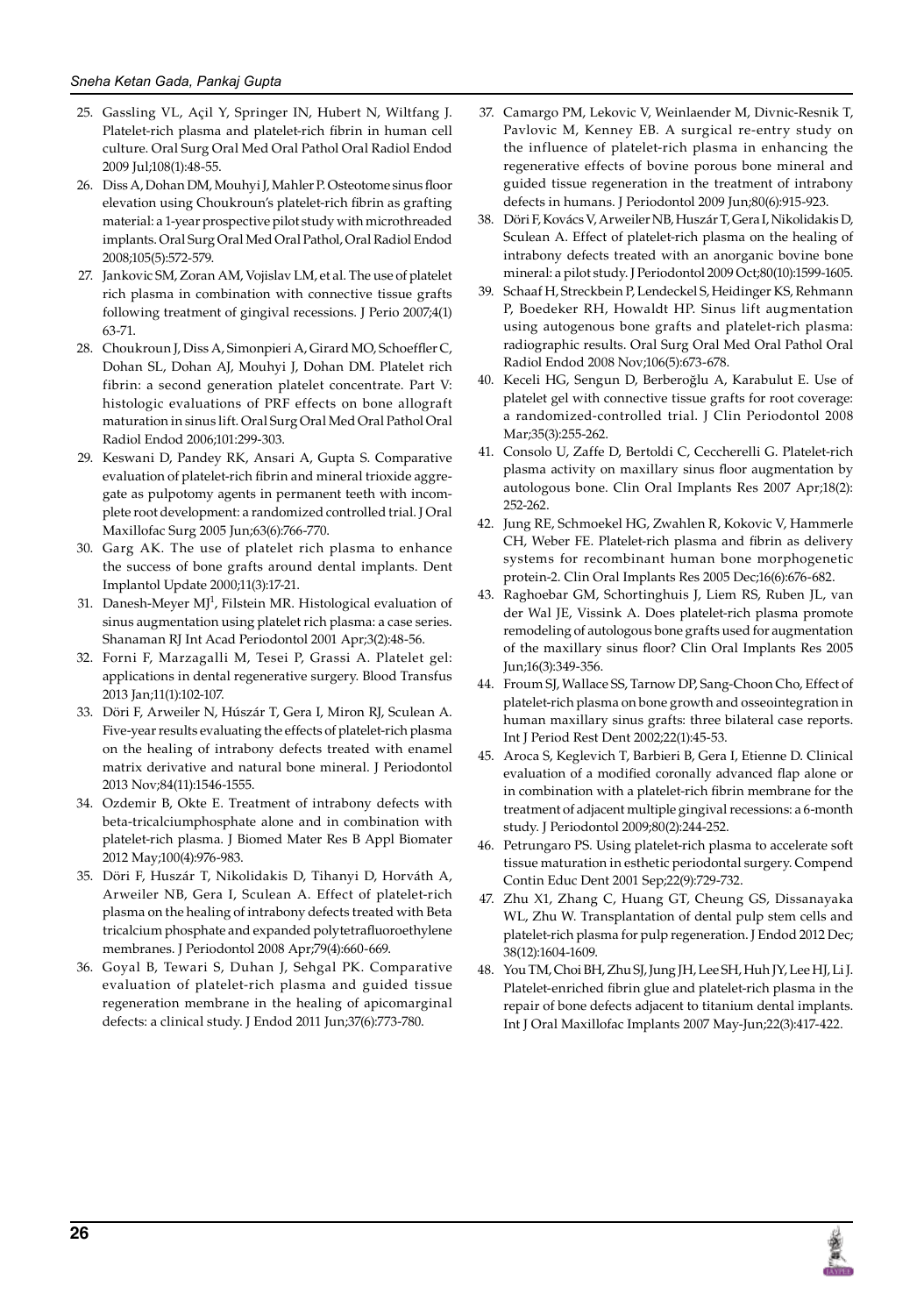25. Gassling VL, Açil Y, Springer IN, Hubert N, Wiltfang J. Platelet-rich plasma and platelet-rich fibrin in human cell culture. Oral Surg Oral Med Oral Pathol Oral Radiol Endod 2009 Jul;108(1):48-55.
26. Diss A, Dohan DM, Mouhyi J, Mahler P. Osteotome sinus floor elevation using Choukroun's platelet-rich fibrin as grafting material: a 1-year prospective pilot study with microthreaded implants. Oral Surg Oral Med Oral Pathol, Oral Radiol Endod 2008;105(5):572-579.
27. Jankovic SM, Zoran AM, Vojislav LM, et al. The use of platelet rich plasma in combination with connective tissue grafts following treatment of gingival recessions. J Perio 2007;4(1) 63-71.
28. Choukroun J, Diss A, Simonpieri A, Girard MO, Schoeffler C, Dohan SL, Dohan AJ, Mouhyi J, Dohan DM. Platelet rich fibrin: a second generation platelet concentrate. Part V: histologic evaluations of PRF effects on bone allograft maturation in sinus lift. Oral Surg Oral Med Oral Pathol Oral Radiol Endod 2006;101:299-303.
29. Keswani D, Pandey RK, Ansari A, Gupta S. Comparative evaluation of platelet-rich fibrin and mineral trioxide aggregate as pulpotomy agents in permanent teeth with incomplete root development: a randomized controlled trial. J Oral Maxillofac Surg 2005 Jun;63(6):766-770.
30. Garg AK. The use of platelet rich plasma to enhance the success of bone grafts around dental implants. Dent Implantol Update 2000;11(3):17-21.
31. Danesh-Meyer MJ[1], Filstein MR. Histological evaluation of sinus augmentation using platelet rich plasma: a case series. Shanaman RJ Int Acad Periodontol 2001 Apr;3(2):48-56.
32. Forni F, Marzagalli M, Tesei P, Grassi A. Platelet gel: applications in dental regenerative surgery. Blood Transfus 2013 Jan;11(1):102-107.
33. Döri F, Arweiler N, Húszár T, Gera I, Miron RJ, Sculean A. Five-year results evaluating the effects of platelet-rich plasma on the healing of intrabony defects treated with enamel matrix derivative and natural bone mineral. J Periodontol 2013 Nov;84(11):1546-1555.
34. Ozdemir B, Okte E. Treatment of intrabony defects with beta-tricalciumphosphate alone and in combination with platelet-rich plasma. J Biomed Mater Res B Appl Biomater 2012 May;100(4):976-983.
35. Döri F, Huszár T, Nikolidakis D, Tihanyi D, Horváth A, Arweiler NB, Gera I, Sculean A. Effect of platelet-rich plasma on the healing of intrabony defects treated with Beta tricalcium phosphate and expanded polytetrafluoroethylene membranes. J Periodontol 2008 Apr;79(4):660-669.
36. Goyal B, Tewari S, Duhan J, Sehgal PK. Comparative evaluation of platelet-rich plasma and guided tissue regeneration membrane in the healing of apicomarginal defects: a clinical study. J Endod 2011 Jun;37(6):773-780.
37. Camargo PM, Lekovic V, Weinlaender M, Divnic-Resnik T, Pavlovic M, Kenney EB. A surgical re-entry study on the influence of platelet-rich plasma in enhancing the regenerative effects of bovine porous bone mineral and guided tissue regeneration in the treatment of intrabony defects in humans. J Periodontol 2009 Jun;80(6):915-923.
38. Döri F, Kovács V, Arweiler NB, Huszár T, Gera I, Nikolidakis D, Sculean A. Effect of platelet-rich plasma on the healing of intrabony defects treated with an anorganic bovine bone mineral: a pilot study. J Periodontol 2009 Oct;80(10):1599-1605.
39. Schaaf H, Streckbein P, Lendeckel S, Heidinger KS, Rehmann P, Boedeker RH, Howaldt HP. Sinus lift augmentation using autogenous bone grafts and platelet-rich plasma: radiographic results. Oral Surg Oral Med Oral Pathol Oral Radiol Endod 2008 Nov;106(5):673-678.
40. Keceli HG, Sengun D, Berberoğlu A, Karabulut E. Use of platelet gel with connective tissue grafts for root coverage: a randomized-controlled trial. J Clin Periodontol 2008 Mar;35(3):255-262.
41. Consolo U, Zaffe D, Bertoldi C, Ceccherelli G. Platelet-rich plasma activity on maxillary sinus floor augmentation by autologous bone. Clin Oral Implants Res 2007 Apr;18(2): 252-262.
42. Jung RE, Schmoekel HG, Zwahlen R, Kokovic V, Hammerle CH, Weber FE. Platelet-rich plasma and fibrin as delivery systems for recombinant human bone morphogenetic protein-2. Clin Oral Implants Res 2005 Dec;16(6):676-682.
43. Raghoebar GM, Schortinghuis J, Liem RS, Ruben JL, van der Wal JE, Vissink A. Does platelet-rich plasma promote remodeling of autologous bone grafts used for augmentation of the maxillary sinus floor? Clin Oral Implants Res 2005 Jun;16(3):349-356.
44. Froum SJ, Wallace SS, Tarnow DP, Sang-Choon Cho, Effect of platelet-rich plasma on bone growth and osseointegration in human maxillary sinus grafts: three bilateral case reports. Int J Period Rest Dent 2002;22(1):45-53.
45. Aroca S, Keglevich T, Barbieri B, Gera I, Etienne D. Clinical evaluation of a modified coronally advanced flap alone or in combination with a platelet-rich fibrin membrane for the treatment of adjacent multiple gingival recessions: a 6-month study. J Periodontol 2009;80(2):244-252.
46. Petrungaro PS. Using platelet-rich plasma to accelerate soft tissue maturation in esthetic periodontal surgery. Compend Contin Educ Dent 2001 Sep;22(9):729-732.
47. Zhu X1, Zhang C, Huang GT, Cheung GS, Dissanayaka WL, Zhu W. Transplantation of dental pulp stem cells and platelet-rich plasma for pulp regeneration. J Endod 2012 Dec; 38(12):1604-1609.
48. You TM, Choi BH, Zhu SJ, Jung JH, Lee SH, Huh JY, Lee HJ, Li J. Platelet-enriched fibrin glue and platelet-rich plasma in the repair of bone defects adjacent to titanium dental implants. Int J Oral Maxillofac Implants 2007 May-Jun;22(3):417-422.